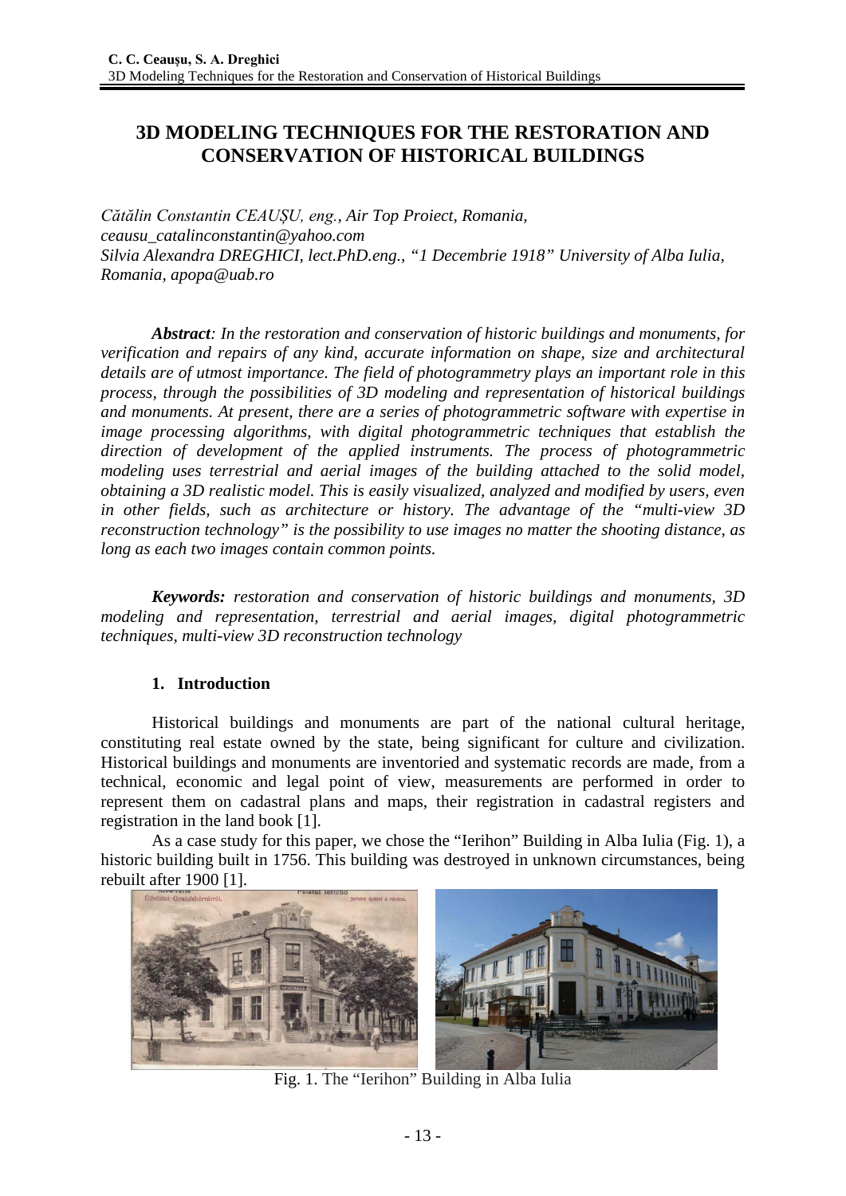# 3D MODELING TECHNIQUES FOR THE RESTORATION AND CONSERVATION OF HISTORICAL BUILDINGS

*Cătălin Constantin CEAUȘU, eng., Air Top Proiect, Romania, ceausu_catalinconstantin@yahoo.com*
*Silvia Alexandra DREGHICI, lect.PhD.eng., "1 Decembrie 1918" University of Alba Iulia, Romania, apopa@uab.ro*

***Abstract**: In the restoration and conservation of historic buildings and monuments, for verification and repairs of any kind, accurate information on shape, size and architectural details are of utmost importance. The field of photogrammetry plays an important role in this process, through the possibilities of 3D modeling and representation of historical buildings and monuments. At present, there are a series of photogrammetric software with expertise in image processing algorithms, with digital photogrammetric techniques that establish the direction of development of the applied instruments. The process of photogrammetric modeling uses terrestrial and aerial images of the building attached to the solid model, obtaining a 3D realistic model. This is easily visualized, analyzed and modified by users, even in other fields, such as architecture or history. The advantage of the "multi-view 3D reconstruction technology" is the possibility to use images no matter the shooting distance, as long as each two images contain common points.*

***Keywords:** restoration and conservation of historic buildings and monuments, 3D modeling and representation, terrestrial and aerial images, digital photogrammetric techniques, multi-view 3D reconstruction technology*

## 1. Introduction

Historical buildings and monuments are part of the national cultural heritage, constituting real estate owned by the state, being significant for culture and civilization. Historical buildings and monuments are inventoried and systematic records are made, from a technical, economic and legal point of view, measurements are performed in order to represent them on cadastral plans and maps, their registration in cadastral registers and registration in the land book [1].

As a case study for this paper, we chose the "Ierihon" Building in Alba Iulia (Fig. 1), a historic building built in 1756. This building was destroyed in unknown circumstances, being rebuilt after 1900 [1].

Fig. 1. The "Ierihon" Building in Alba Iulia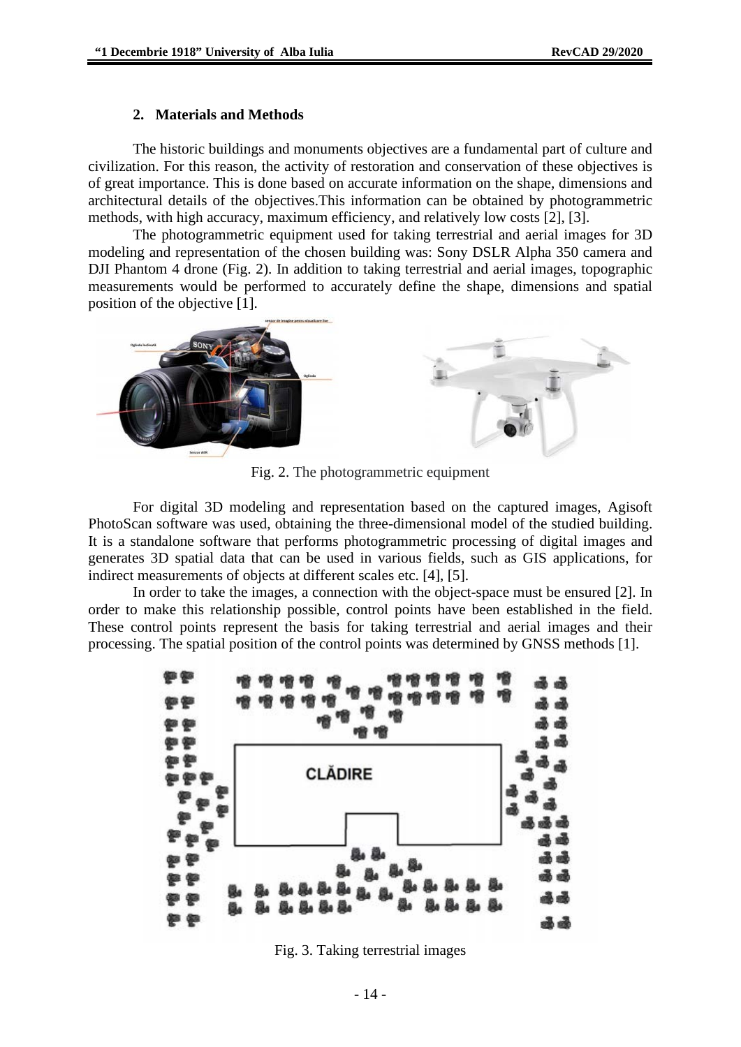## 2. Materials and Methods

The historic buildings and monuments objectives are a fundamental part of culture and civilization. For this reason, the activity of restoration and conservation of these objectives is of great importance. This is done based on accurate information on the shape, dimensions and architectural details of the objectives.This information can be obtained by photogrammetric methods, with high accuracy, maximum efficiency, and relatively low costs [2], [3].

The photogrammetric equipment used for taking terrestrial and aerial images for 3D modeling and representation of the chosen building was: Sony DSLR Alpha 350 camera and DJI Phantom 4 drone (Fig. 2). In addition to taking terrestrial and aerial images, topographic measurements would be performed to accurately define the shape, dimensions and spatial position of the objective [1].

Fig. 2. The photogrammetric equipment

For digital 3D modeling and representation based on the captured images, Agisoft PhotoScan software was used, obtaining the three-dimensional model of the studied building. It is a standalone software that performs photogrammetric processing of digital images and generates 3D spatial data that can be used in various fields, such as GIS applications, for indirect measurements of objects at different scales etc. [4], [5].

In order to take the images, a connection with the object-space must be ensured [2]. In order to make this relationship possible, control points have been established in the field. These control points represent the basis for taking terrestrial and aerial images and their processing. The spatial position of the control points was determined by GNSS methods [1].

Fig. 3. Taking terrestrial images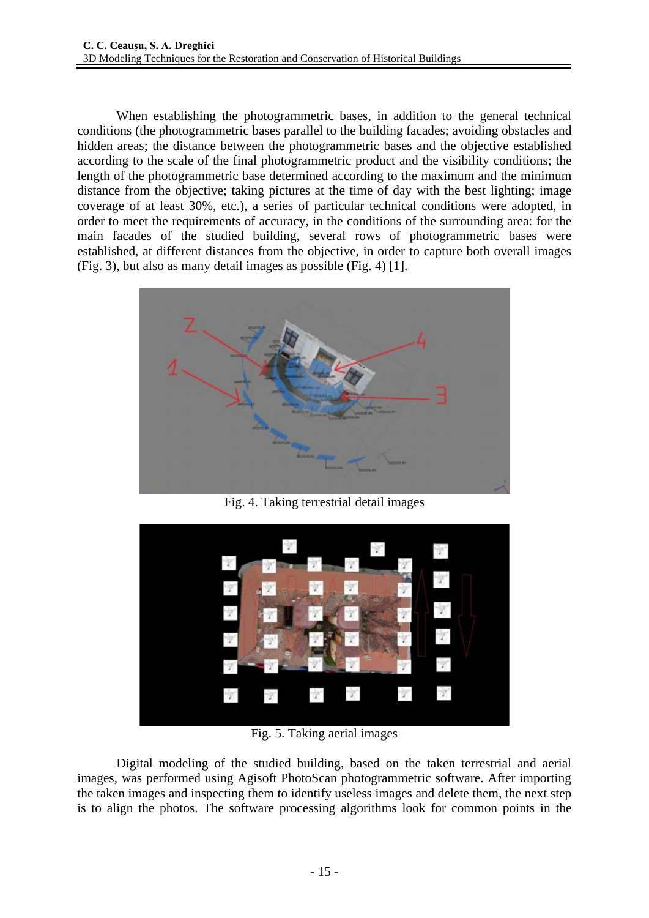When establishing the photogrammetric bases, in addition to the general technical conditions (the photogrammetric bases parallel to the building facades; avoiding obstacles and hidden areas; the distance between the photogrammetric bases and the objective established according to the scale of the final photogrammetric product and the visibility conditions; the length of the photogrammetric base determined according to the maximum and the minimum distance from the objective; taking pictures at the time of day with the best lighting; image coverage of at least 30%, etc.), a series of particular technical conditions were adopted, in order to meet the requirements of accuracy, in the conditions of the surrounding area: for the main facades of the studied building, several rows of photogrammetric bases were established, at different distances from the objective, in order to capture both overall images (Fig. 3), but also as many detail images as possible (Fig. 4) [1].

Fig. 4. Taking terrestrial detail images

Fig. 5. Taking aerial images

Digital modeling of the studied building, based on the taken terrestrial and aerial images, was performed using Agisoft PhotoScan photogrammetric software. After importing the taken images and inspecting them to identify useless images and delete them, the next step is to align the photos. The software processing algorithms look for common points in the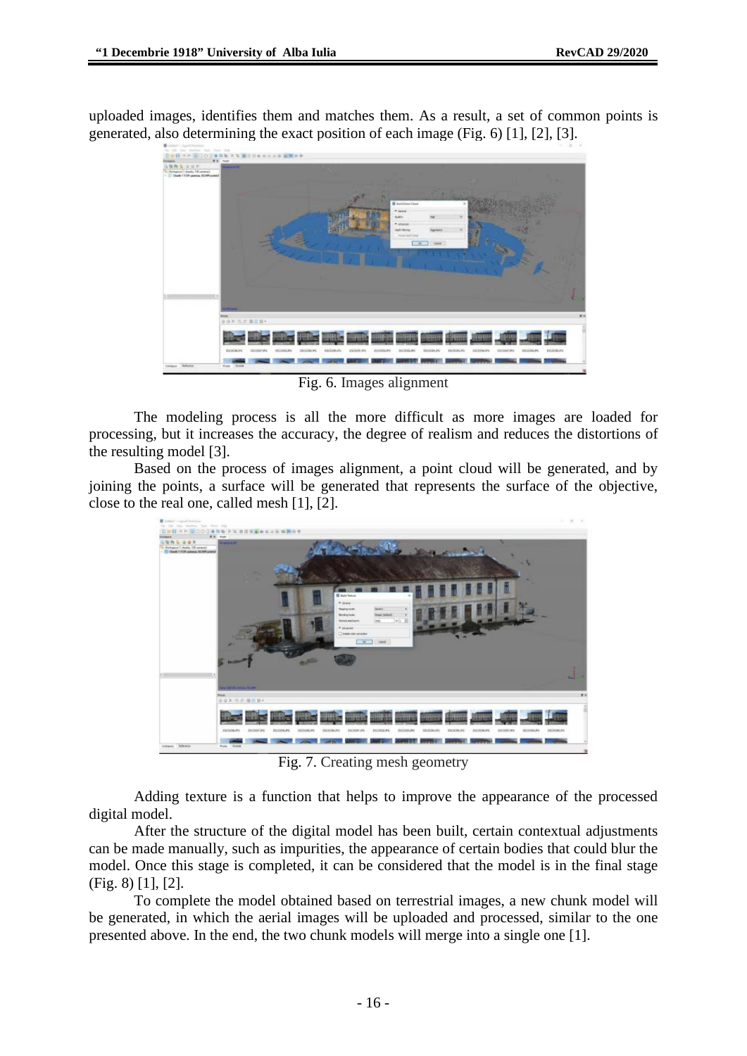uploaded images, identifies them and matches them. As a result, a set of common points is generated, also determining the exact position of each image (Fig. 6) [1], [2], [3].

Fig. 6. Images alignment

The modeling process is all the more difficult as more images are loaded for processing, but it increases the accuracy, the degree of realism and reduces the distortions of the resulting model [3].

Based on the process of images alignment, a point cloud will be generated, and by joining the points, a surface will be generated that represents the surface of the objective, close to the real one, called mesh [1], [2].

Fig. 7. Creating mesh geometry

Adding texture is a function that helps to improve the appearance of the processed digital model.

After the structure of the digital model has been built, certain contextual adjustments can be made manually, such as impurities, the appearance of certain bodies that could blur the model. Once this stage is completed, it can be considered that the model is in the final stage (Fig. 8) [1], [2].

To complete the model obtained based on terrestrial images, a new chunk model will be generated, in which the aerial images will be uploaded and processed, similar to the one presented above. In the end, the two chunk models will merge into a single one [1].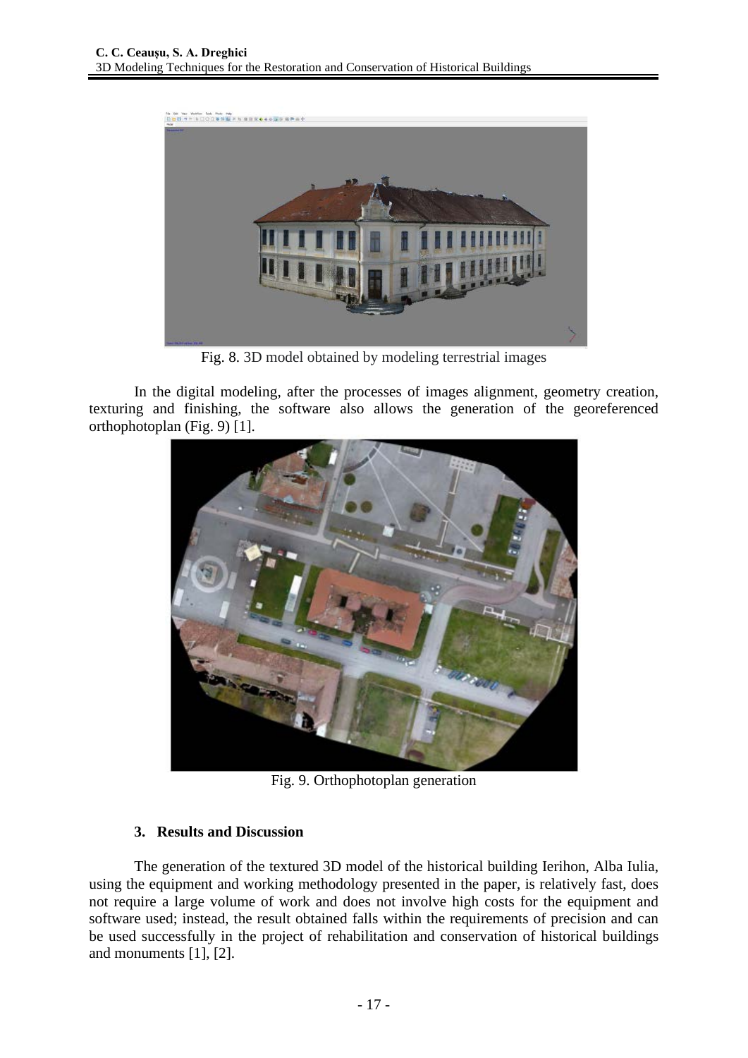Fig. 8. 3D model obtained by modeling terrestrial images

In the digital modeling, after the processes of images alignment, geometry creation, texturing and finishing, the software also allows the generation of the georeferenced orthophotoplan (Fig. 9) [1].

Fig. 9. Orthophotoplan generation

### 3. Results and Discussion

The generation of the textured 3D model of the historical building Ierihon, Alba Iulia, using the equipment and working methodology presented in the paper, is relatively fast, does not require a large volume of work and does not involve high costs for the equipment and software used; instead, the result obtained falls within the requirements of precision and can be used successfully in the project of rehabilitation and conservation of historical buildings and monuments [1], [2].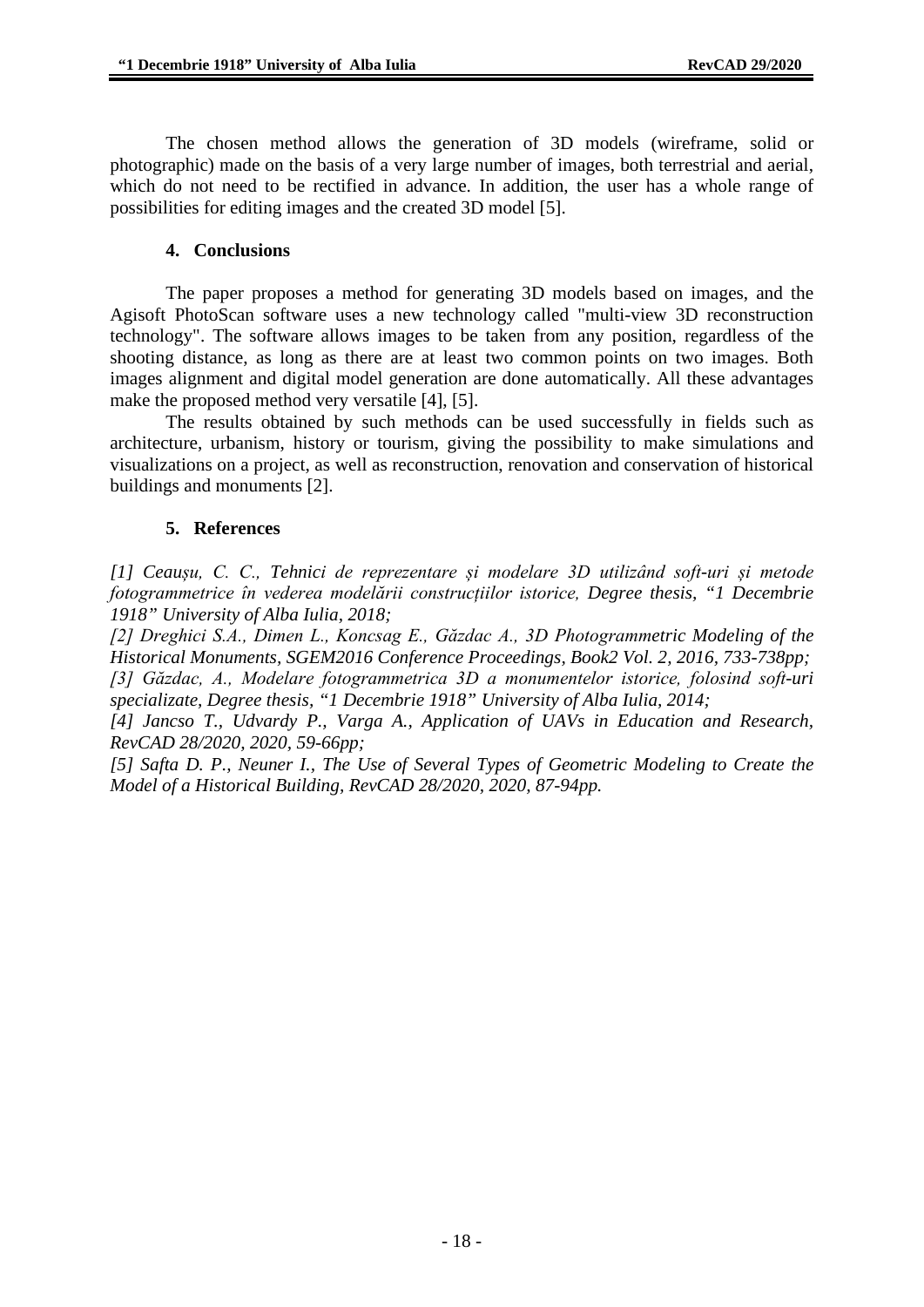The chosen method allows the generation of 3D models (wireframe, solid or photographic) made on the basis of a very large number of images, both terrestrial and aerial, which do not need to be rectified in advance. In addition, the user has a whole range of possibilities for editing images and the created 3D model [5].

## 4. Conclusions

The paper proposes a method for generating 3D models based on images, and the Agisoft PhotoScan software uses a new technology called "multi-view 3D reconstruction technology". The software allows images to be taken from any position, regardless of the shooting distance, as long as there are at least two common points on two images. Both images alignment and digital model generation are done automatically. All these advantages make the proposed method very versatile [4], [5].

The results obtained by such methods can be used successfully in fields such as architecture, urbanism, history or tourism, giving the possibility to make simulations and visualizations on a project, as well as reconstruction, renovation and conservation of historical buildings and monuments [2].

## 5. References

*[1] Ceaușu, C. C., Tehnici de reprezentare și modelare 3D utilizând soft-uri și metode fotogrammetrice în vederea modelării construcțiilor istorice, Degree thesis, "1 Decembrie 1918" University of Alba Iulia, 2018;*

*[2] Dreghici S.A., Dimen L., Koncsag E., Găzdac A., 3D Photogrammetric Modeling of the Historical Monuments, SGEM2016 Conference Proceedings, Book2 Vol. 2, 2016, 733-738pp;*

*[3] Găzdac, A., Modelare fotogrammetrica 3D a monumentelor istorice, folosind soft-uri specializate, Degree thesis, "1 Decembrie 1918" University of Alba Iulia, 2014;*

*[4] Jancso T., Udvardy P., Varga A., Application of UAVs in Education and Research, RevCAD 28/2020, 2020, 59-66pp;*

*[5] Safta D. P., Neuner I., The Use of Several Types of Geometric Modeling to Create the Model of a Historical Building, RevCAD 28/2020, 2020, 87-94pp.*